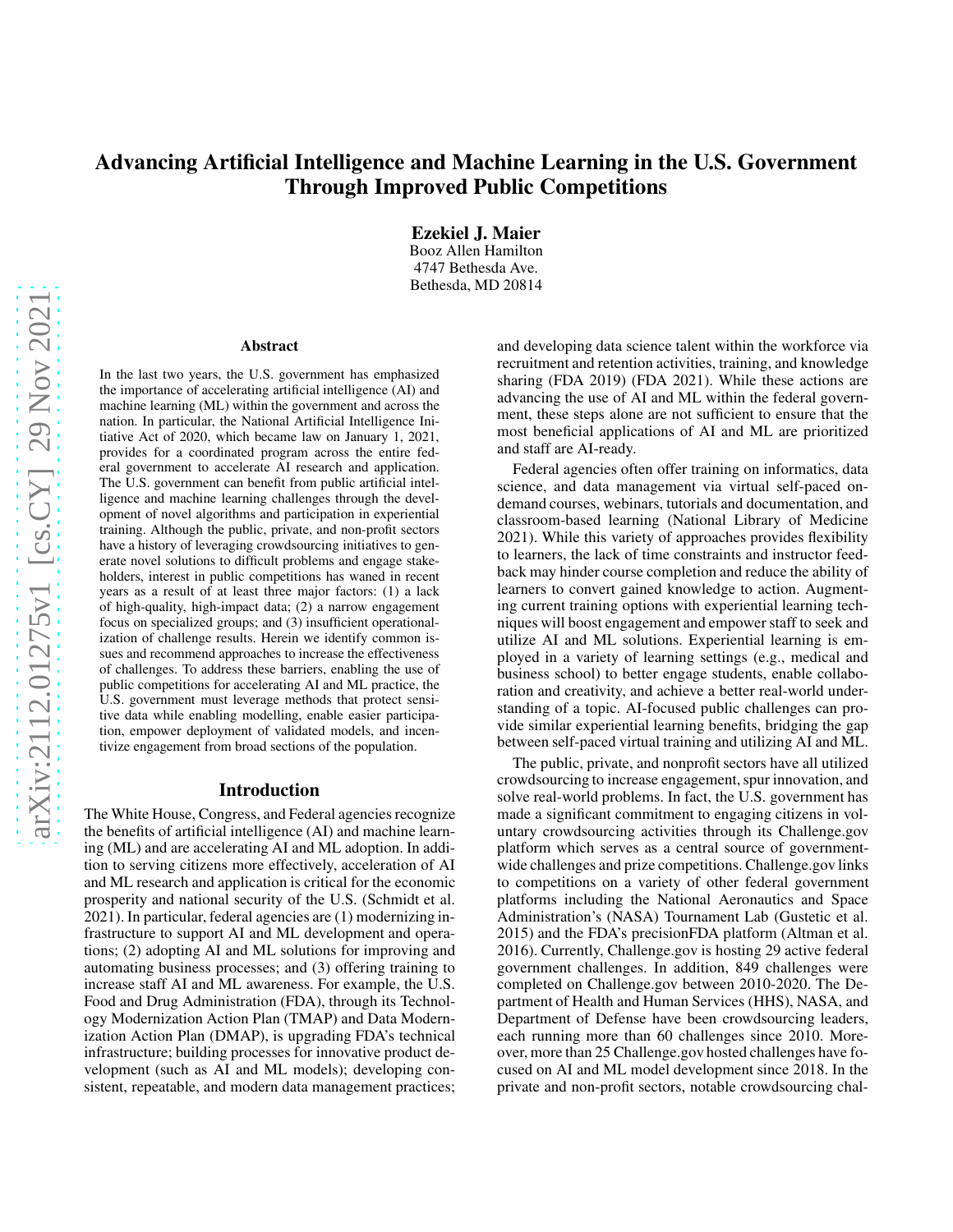# Advancing Artificial Intelligence and Machine Learning in the U.S. Government Through Improved Public Competitions

**Ezekiel J. Maier**
Booz Allen Hamilton
4747 Bethesda Ave.
Bethesda, MD 20814

## Abstract

In the last two years, the U.S. government has emphasized the importance of accelerating artificial intelligence (AI) and machine learning (ML) within the government and across the nation. In particular, the National Artificial Intelligence Initiative Act of 2020, which became law on January 1, 2021, provides for a coordinated program across the entire federal government to accelerate AI research and application. The U.S. government can benefit from public artificial intelligence and machine learning challenges through the development of novel algorithms and participation in experiential training. Although the public, private, and non-profit sectors have a history of leveraging crowdsourcing initiatives to generate novel solutions to difficult problems and engage stakeholders, interest in public competitions has waned in recent years as a result of at least three major factors: (1) a lack of high-quality, high-impact data; (2) a narrow engagement focus on specialized groups; and (3) insufficient operationalization of challenge results. Herein we identify common issues and recommend approaches to increase the effectiveness of challenges. To address these barriers, enabling the use of public competitions for accelerating AI and ML practice, the U.S. government must leverage methods that protect sensitive data while enabling modelling, enable easier participation, empower deployment of validated models, and incentivize engagement from broad sections of the population.

## Introduction

The White House, Congress, and Federal agencies recognize the benefits of artificial intelligence (AI) and machine learning (ML) and are accelerating AI and ML adoption. In addition to serving citizens more effectively, acceleration of AI and ML research and application is critical for the economic prosperity and national security of the U.S. (Schmidt et al. 2021). In particular, federal agencies are (1) modernizing infrastructure to support AI and ML development and operations; (2) adopting AI and ML solutions for improving and automating business processes; and (3) offering training to increase staff AI and ML awareness. For example, the U.S. Food and Drug Administration (FDA), through its Technology Modernization Action Plan (TMAP) and Data Modernization Action Plan (DMAP), is upgrading FDA's technical infrastructure; building processes for innovative product development (such as AI and ML models); developing consistent, repeatable, and modern data management practices; and developing data science talent within the workforce via recruitment and retention activities, training, and knowledge sharing (FDA 2019) (FDA 2021). While these actions are advancing the use of AI and ML within the federal government, these steps alone are not sufficient to ensure that the most beneficial applications of AI and ML are prioritized and staff are AI-ready.

Federal agencies often offer training on informatics, data science, and data management via virtual self-paced on-demand courses, webinars, tutorials and documentation, and classroom-based learning (National Library of Medicine 2021). While this variety of approaches provides flexibility to learners, the lack of time constraints and instructor feedback may hinder course completion and reduce the ability of learners to convert gained knowledge to action. Augmenting current training options with experiential learning techniques will boost engagement and empower staff to seek and utilize AI and ML solutions. Experiential learning is employed in a variety of learning settings (e.g., medical and business school) to better engage students, enable collaboration and creativity, and achieve a better real-world understanding of a topic. AI-focused public challenges can provide similar experiential learning benefits, bridging the gap between self-paced virtual training and utilizing AI and ML.

The public, private, and nonprofit sectors have all utilized crowdsourcing to increase engagement, spur innovation, and solve real-world problems. In fact, the U.S. government has made a significant commitment to engaging citizens in voluntary crowdsourcing activities through its Challenge.gov platform which serves as a central source of government-wide challenges and prize competitions. Challenge.gov links to competitions on a variety of other federal government platforms including the National Aeronautics and Space Administration's (NASA) Tournament Lab (Gustetic et al. 2015) and the FDA's precisionFDA platform (Altman et al. 2016). Currently, Challenge.gov is hosting 29 active federal government challenges. In addition, 849 challenges were completed on Challenge.gov between 2010-2020. The Department of Health and Human Services (HHS), NASA, and Department of Defense have been crowdsourcing leaders, each running more than 60 challenges since 2010. Moreover, more than 25 Challenge.gov hosted challenges have focused on AI and ML model development since 2018. In the private and non-profit sectors, notable crowdsourcing chal-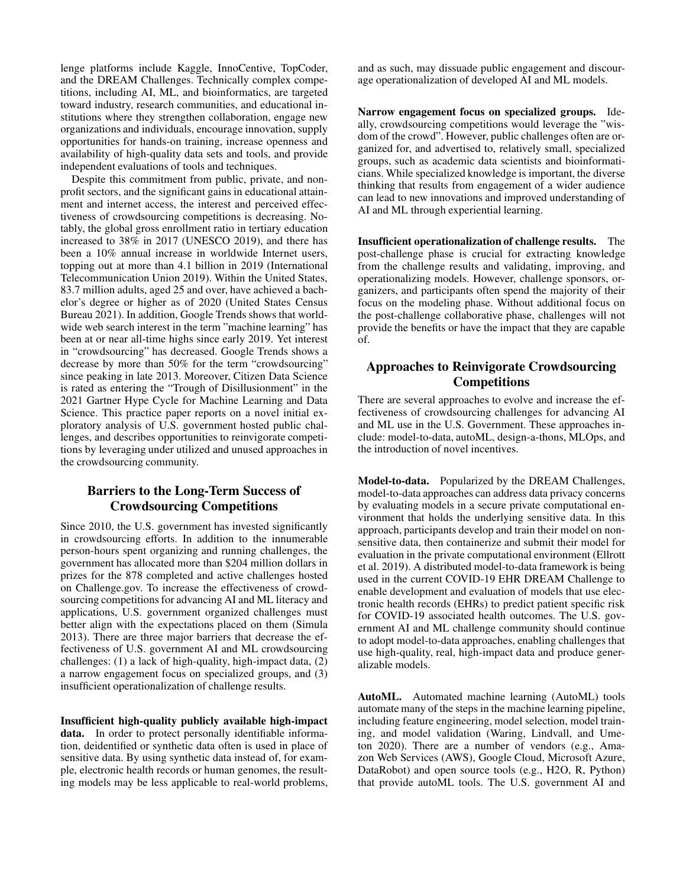lenge platforms include Kaggle, InnoCentive, TopCoder, and the DREAM Challenges. Technically complex competitions, including AI, ML, and bioinformatics, are targeted toward industry, research communities, and educational institutions where they strengthen collaboration, engage new organizations and individuals, encourage innovation, supply opportunities for hands-on training, increase openness and availability of high-quality data sets and tools, and provide independent evaluations of tools and techniques.

Despite this commitment from public, private, and non-profit sectors, and the significant gains in educational attainment and internet access, the interest and perceived effectiveness of crowdsourcing competitions is decreasing. Notably, the global gross enrollment ratio in tertiary education increased to 38% in 2017 (UNESCO 2019), and there has been a 10% annual increase in worldwide Internet users, topping out at more than 4.1 billion in 2019 (International Telecommunication Union 2019). Within the United States, 83.7 million adults, aged 25 and over, have achieved a bachelor's degree or higher as of 2020 (United States Census Bureau 2021). In addition, Google Trends shows that worldwide web search interest in the term "machine learning" has been at or near all-time highs since early 2019. Yet interest in "crowdsourcing" has decreased. Google Trends shows a decrease by more than 50% for the term "crowdsourcing" since peaking in late 2013. Moreover, Citizen Data Science is rated as entering the "Trough of Disillusionment" in the 2021 Gartner Hype Cycle for Machine Learning and Data Science. This practice paper reports on a novel initial exploratory analysis of U.S. government hosted public challenges, and describes opportunities to reinvigorate competitions by leveraging under utilized and unused approaches in the crowdsourcing community.

## Barriers to the Long-Term Success of Crowdsourcing Competitions

Since 2010, the U.S. government has invested significantly in crowdsourcing efforts. In addition to the innumerable person-hours spent organizing and running challenges, the government has allocated more than $204 million dollars in prizes for the 878 completed and active challenges hosted on Challenge.gov. To increase the effectiveness of crowdsourcing competitions for advancing AI and ML literacy and applications, U.S. government organized challenges must better align with the expectations placed on them (Simula 2013). There are three major barriers that decrease the effectiveness of U.S. government AI and ML crowdsourcing challenges: (1) a lack of high-quality, high-impact data, (2) a narrow engagement focus on specialized groups, and (3) insufficient operationalization of challenge results.

**Insufficient high-quality publicly available high-impact data.** In order to protect personally identifiable information, deidentified or synthetic data often is used in place of sensitive data. By using synthetic data instead of, for example, electronic health records or human genomes, the resulting models may be less applicable to real-world problems, and as such, may dissuade public engagement and discourage operationalization of developed AI and ML models.

**Narrow engagement focus on specialized groups.** Ideally, crowdsourcing competitions would leverage the "wisdom of the crowd". However, public challenges often are organized for, and advertised to, relatively small, specialized groups, such as academic data scientists and bioinformaticians. While specialized knowledge is important, the diverse thinking that results from engagement of a wider audience can lead to new innovations and improved understanding of AI and ML through experiential learning.

**Insufficient operationalization of challenge results.** The post-challenge phase is crucial for extracting knowledge from the challenge results and validating, improving, and operationalizing models. However, challenge sponsors, organizers, and participants often spend the majority of their focus on the modeling phase. Without additional focus on the post-challenge collaborative phase, challenges will not provide the benefits or have the impact that they are capable of.

## Approaches to Reinvigorate Crowdsourcing Competitions

There are several approaches to evolve and increase the effectiveness of crowdsourcing challenges for advancing AI and ML use in the U.S. Government. These approaches include: model-to-data, autoML, design-a-thons, MLOps, and the introduction of novel incentives.

**Model-to-data.** Popularized by the DREAM Challenges, model-to-data approaches can address data privacy concerns by evaluating models in a secure private computational environment that holds the underlying sensitive data. In this approach, participants develop and train their model on non-sensitive data, then containerize and submit their model for evaluation in the private computational environment (Ellrott et al. 2019). A distributed model-to-data framework is being used in the current COVID-19 EHR DREAM Challenge to enable development and evaluation of models that use electronic health records (EHRs) to predict patient specific risk for COVID-19 associated health outcomes. The U.S. government AI and ML challenge community should continue to adopt model-to-data approaches, enabling challenges that use high-quality, real, high-impact data and produce generalizable models.

**AutoML.** Automated machine learning (AutoML) tools automate many of the steps in the machine learning pipeline, including feature engineering, model selection, model training, and model validation (Waring, Lindvall, and Umeton 2020). There are a number of vendors (e.g., Amazon Web Services (AWS), Google Cloud, Microsoft Azure, DataRobot) and open source tools (e.g., H2O, R, Python) that provide autoML tools. The U.S. government AI and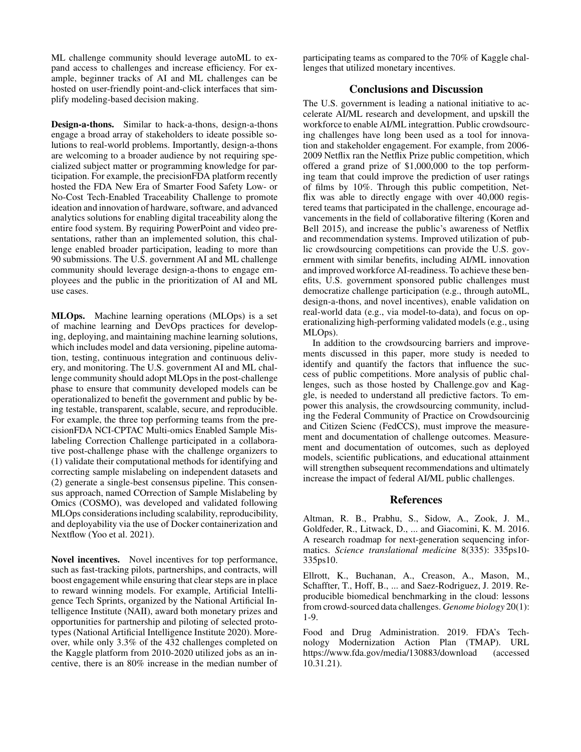ML challenge community should leverage autoML to expand access to challenges and increase efficiency. For example, beginner tracks of AI and ML challenges can be hosted on user-friendly point-and-click interfaces that simplify modeling-based decision making.

**Design-a-thons.** Similar to hack-a-thons, design-a-thons engage a broad array of stakeholders to ideate possible solutions to real-world problems. Importantly, design-a-thons are welcoming to a broader audience by not requiring specialized subject matter or programming knowledge for participation. For example, the precisionFDA platform recently hosted the FDA New Era of Smarter Food Safety Low- or No-Cost Tech-Enabled Traceability Challenge to promote ideation and innovation of hardware, software, and advanced analytics solutions for enabling digital traceability along the entire food system. By requiring PowerPoint and video presentations, rather than an implemented solution, this challenge enabled broader participation, leading to more than 90 submissions. The U.S. government AI and ML challenge community should leverage design-a-thons to engage employees and the public in the prioritization of AI and ML use cases.

**MLOps.** Machine learning operations (MLOps) is a set of machine learning and DevOps practices for developing, deploying, and maintaining machine learning solutions, which includes model and data versioning, pipeline automation, testing, continuous integration and continuous delivery, and monitoring. The U.S. government AI and ML challenge community should adopt MLOps in the post-challenge phase to ensure that community developed models can be operationalized to benefit the government and public by being testable, transparent, scalable, secure, and reproducible. For example, the three top performing teams from the precisionFDA NCI-CPTAC Multi-omics Enabled Sample Mislabeling Correction Challenge participated in a collaborative post-challenge phase with the challenge organizers to (1) validate their computational methods for identifying and correcting sample mislabeling on independent datasets and (2) generate a single-best consensus pipeline. This consensus approach, named COrrection of Sample Mislabeling by Omics (COSMO), was developed and validated following MLOps considerations including scalability, reproducibility, and deployability via the use of Docker containerization and Nextflow (Yoo et al. 2021).

**Novel incentives.** Novel incentives for top performance, such as fast-tracking pilots, partnerships, and contracts, will boost engagement while ensuring that clear steps are in place to reward winning models. For example, Artificial Intelligence Tech Sprints, organized by the National Artificial Intelligence Institute (NAII), award both monetary prizes and opportunities for partnership and piloting of selected prototypes (National Artificial Intelligence Institute 2020). Moreover, while only 3.3% of the 432 challenges completed on the Kaggle platform from 2010-2020 utilized jobs as an incentive, there is an 80% increase in the median number of participating teams as compared to the 70% of Kaggle challenges that utilized monetary incentives.

## Conclusions and Discussion

The U.S. government is leading a national initiative to accelerate AI/ML research and development, and upskill the workforce to enable AI/ML integrattion. Public crowdsourcing challenges have long been used as a tool for innovation and stakeholder engagement. For example, from 2006-2009 Netflix ran the Netflix Prize public competition, which offered a grand prize of $1,000,000 to the top performing team that could improve the prediction of user ratings of films by 10%. Through this public competition, Netflix was able to directly engage with over 40,000 registered teams that participated in the challenge, encourage advancements in the field of collaborative filtering (Koren and Bell 2015), and increase the public's awareness of Netflix and recommendation systems. Improved utilization of public crowdsourcing competitions can provide the U.S. government with similar benefits, including AI/ML innovation and improved workforce AI-readiness. To achieve these benefits, U.S. government sponsored public challenges must democratize challenge participation (e.g., through autoML, design-a-thons, and novel incentives), enable validation on real-world data (e.g., via model-to-data), and focus on operationalizing high-performing validated models (e.g., using MLOps).

In addition to the crowdsourcing barriers and improvements discussed in this paper, more study is needed to identify and quantify the factors that influence the success of public competitions. More analysis of public challenges, such as those hosted by Challenge.gov and Kaggle, is needed to understand all predictive factors. To empower this analysis, the crowdsourcing community, including the Federal Community of Practice on Crowdsourcinig and Citizen Scienc (FedCCS), must improve the measurement and documentation of challenge outcomes. Measurement and documentation of outcomes, such as deployed models, scientific publications, and educational attainment will strengthen subsequent recommendations and ultimately increase the impact of federal AI/ML public challenges.

## References

Altman, R. B., Prabhu, S., Sidow, A., Zook, J. M., Goldfeder, R., Litwack, D., ... and Giacomini, K. M. 2016. A research roadmap for next-generation sequencing informatics. *Science translational medicine* 8(335): 335ps10-335ps10.

Ellrott, K., Buchanan, A., Creason, A., Mason, M., Schaffter, T., Hoff, B., ... and Saez-Rodriguez, J. 2019. Reproducible biomedical benchmarking in the cloud: lessons from crowd-sourced data challenges. *Genome biology* 20(1): 1-9.

Food and Drug Administration. 2019. FDA's Technology Modernization Action Plan (TMAP). URL https://www.fda.gov/media/130883/download (accessed 10.31.21).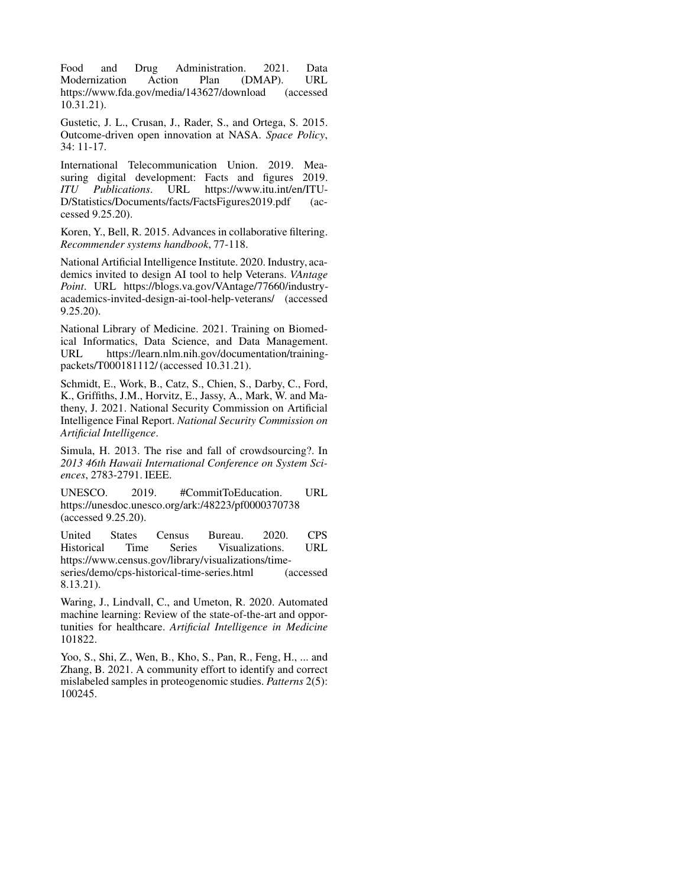Food and Drug Administration. 2021. Data Modernization Action Plan (DMAP). URL https://www.fda.gov/media/143627/download (accessed 10.31.21).

Gustetic, J. L., Crusan, J., Rader, S., and Ortega, S. 2015. Outcome-driven open innovation at NASA. *Space Policy*, 34: 11-17.

International Telecommunication Union. 2019. Measuring digital development: Facts and figures 2019. *ITU Publications*. URL https://www.itu.int/en/ITU-D/Statistics/Documents/facts/FactsFigures2019.pdf (accessed 9.25.20).

Koren, Y., Bell, R. 2015. Advances in collaborative filtering. *Recommender systems handbook*, 77-118.

National Artificial Intelligence Institute. 2020. Industry, academics invited to design AI tool to help Veterans. *VAntage Point*. URL https://blogs.va.gov/VAntage/77660/industry-academics-invited-design-ai-tool-help-veterans/ (accessed 9.25.20).

National Library of Medicine. 2021. Training on Biomedical Informatics, Data Science, and Data Management. URL https://learn.nlm.nih.gov/documentation/training-packets/T000181112/ (accessed 10.31.21).

Schmidt, E., Work, B., Catz, S., Chien, S., Darby, C., Ford, K., Griffiths, J.M., Horvitz, E., Jassy, A., Mark, W. and Matheny, J. 2021. National Security Commission on Artificial Intelligence Final Report. *National Security Commission on Artificial Intelligence*.

Simula, H. 2013. The rise and fall of crowdsourcing?. In *2013 46th Hawaii International Conference on System Sciences*, 2783-2791. IEEE.

UNESCO. 2019. #CommitToEducation. URL https://unesdoc.unesco.org/ark:/48223/pf0000370738 (accessed 9.25.20).

United States Census Bureau. 2020. CPS Historical Time Series Visualizations. URL https://www.census.gov/library/visualizations/time-series/demo/cps-historical-time-series.html (accessed 8.13.21).

Waring, J., Lindvall, C., and Umeton, R. 2020. Automated machine learning: Review of the state-of-the-art and opportunities for healthcare. *Artificial Intelligence in Medicine* 101822.

Yoo, S., Shi, Z., Wen, B., Kho, S., Pan, R., Feng, H., ... and Zhang, B. 2021. A community effort to identify and correct mislabeled samples in proteogenomic studies. *Patterns* 2(5): 100245.